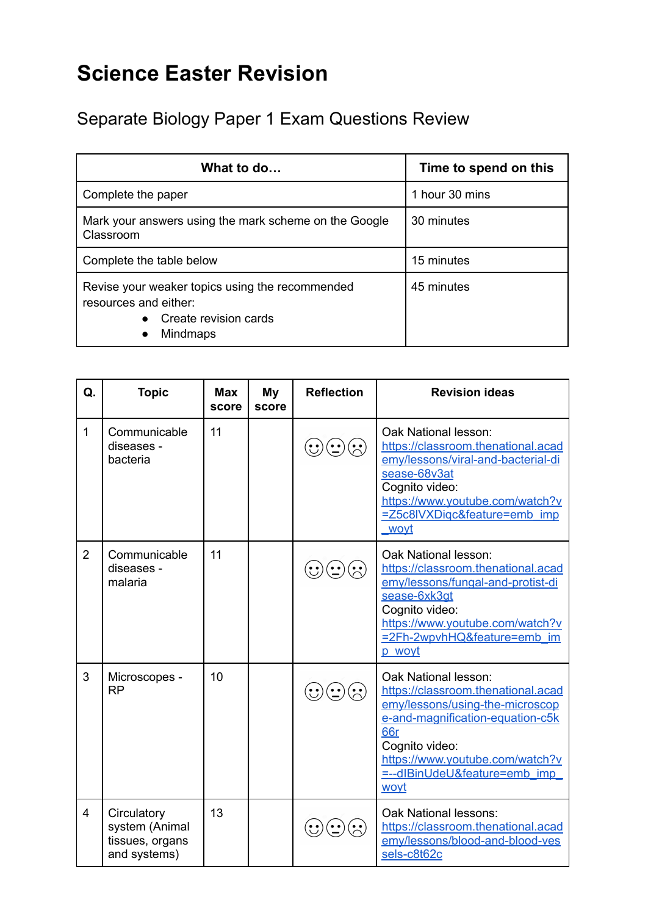# Science Easter Revision

## Separate Biology Paper 1 Exam Questions Review

| What to do… | Time to spend on this |
|---|---|
| Complete the paper | 1 hour 30 mins |
| Mark your answers using the mark scheme on the Google Classroom | 30 minutes |
| Complete the table below | 15 minutes |
| Revise your weaker topics using the recommended resources and either:<br>• Create revision cards<br>• Mindmaps | 45 minutes |

| Q. | Topic | Max score | My score | Reflection | Revision ideas |
|---|---|---|---|---|---|
| 1 | Communicable diseases - bacteria | 11 | | ☺ 😐 ☹ | Oak National lesson: https://classroom.thenational.academy/lessons/viral-and-bacterial-disease-68v3at<br>Cognito video: https://www.youtube.com/watch?v=Z5c8lVXDiqc&feature=emb_imp_woyt |
| 2 | Communicable diseases - malaria | 11 | | ☺ 😐 ☹ | Oak National lesson: https://classroom.thenational.academy/lessons/fungal-and-protist-disease-6xk3gt<br>Cognito video: https://www.youtube.com/watch?v=2Fh-2wpvhHQ&feature=emb_imp_woyt |
| 3 | Microscopes - RP | 10 | | ☺ 😐 ☹ | Oak National lesson: https://classroom.thenational.academy/lessons/using-the-microscope-and-magnification-equation-c5k66r<br>Cognito video: https://www.youtube.com/watch?v=--dIBinUdeU&feature=emb_imp_woyt |
| 4 | Circulatory system (Animal tissues, organs and systems) | 13 | | ☺ 😐 ☹ | Oak National lessons: https://classroom.thenational.academy/lessons/blood-and-blood-vessels-c8t62c |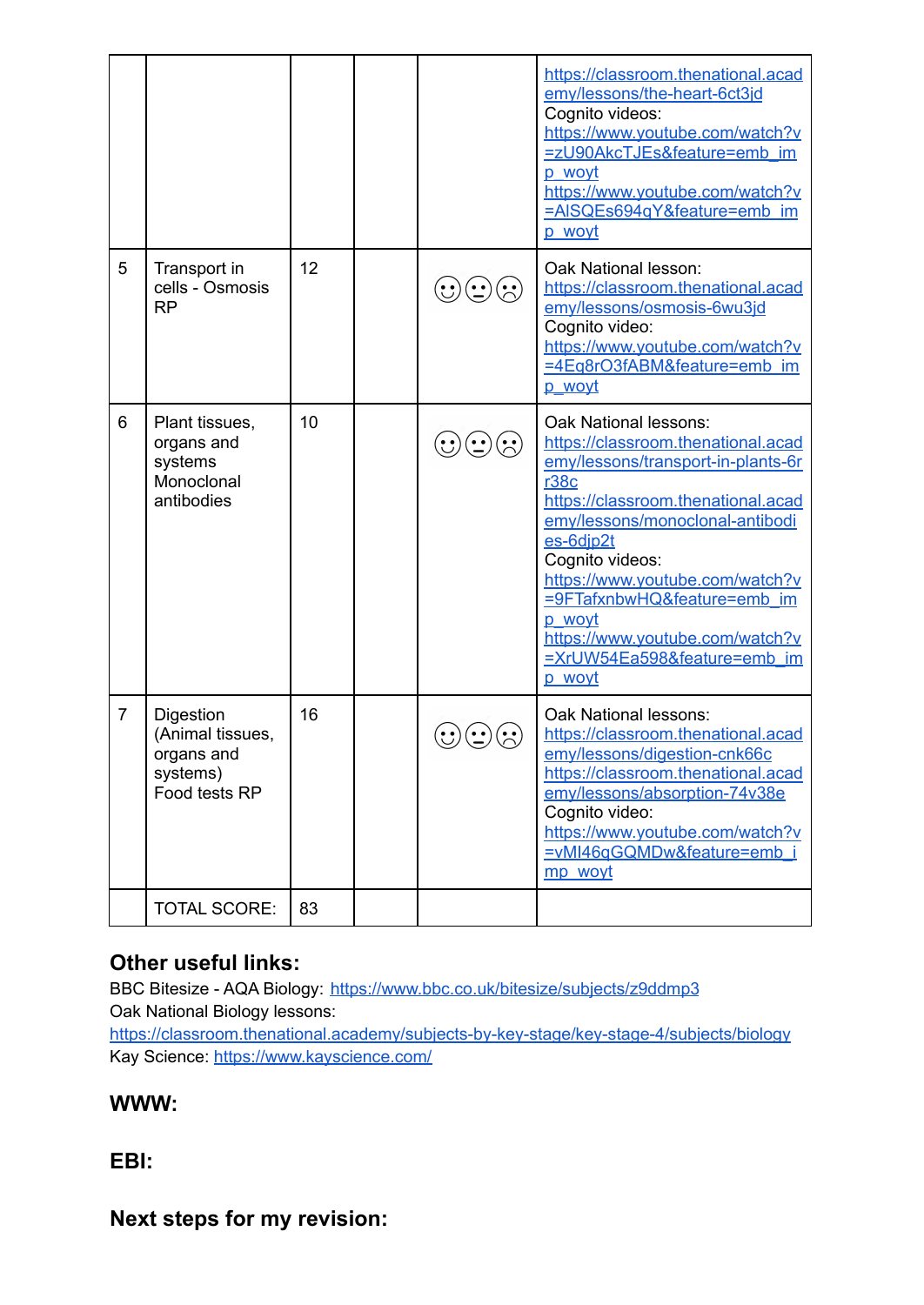| | | | | | |
|---|---|---|---|---|---|
| | | | | | https://classroom.thenational.academy/lessons/the-heart-6ct3jd<br>Cognito videos:<br>https://www.youtube.com/watch?v=zU90AkcTJEs&feature=emb_imp_woyt<br>https://www.youtube.com/watch?v=AISQEs694qY&feature=emb_imp_woyt |
| 5 | Transport in cells - Osmosis RP | 12 | | ☺😐☹ | Oak National lesson:<br>https://classroom.thenational.academy/lessons/osmosis-6wu3jd<br>Cognito video:<br>https://www.youtube.com/watch?v=4Eq8rO3fABM&feature=emb_imp_woyt |
| 6 | Plant tissues, organs and systems<br>Monoclonal antibodies | 10 | | ☺😐☹ | Oak National lessons:<br>https://classroom.thenational.academy/lessons/transport-in-plants-6r38c<br>https://classroom.thenational.academy/lessons/monoclonal-antibodies-6djp2t<br>Cognito videos:<br>https://www.youtube.com/watch?v=9FTafxnbwHQ&feature=emb_imp_woyt<br>https://www.youtube.com/watch?v=XrUW54Ea598&feature=emb_imp_woyt |
| 7 | Digestion (Animal tissues, organs and systems)<br>Food tests RP | 16 | | ☺😐☹ | Oak National lessons:<br>https://classroom.thenational.academy/lessons/digestion-cnk66c<br>https://classroom.thenational.academy/lessons/absorption-74v38e<br>Cognito video:<br>https://www.youtube.com/watch?v=vMI46qGQMDw&feature=emb_imp_woyt |
| | TOTAL SCORE: | 83 | | | |

## Other useful links:

BBC Bitesize - AQA Biology: https://www.bbc.co.uk/bitesize/subjects/z9ddmp3
Oak National Biology lessons:
https://classroom.thenational.academy/subjects-by-key-stage/key-stage-4/subjects/biology
Kay Science: https://www.kayscience.com/

## WWW:

## EBI:

## Next steps for my revision: